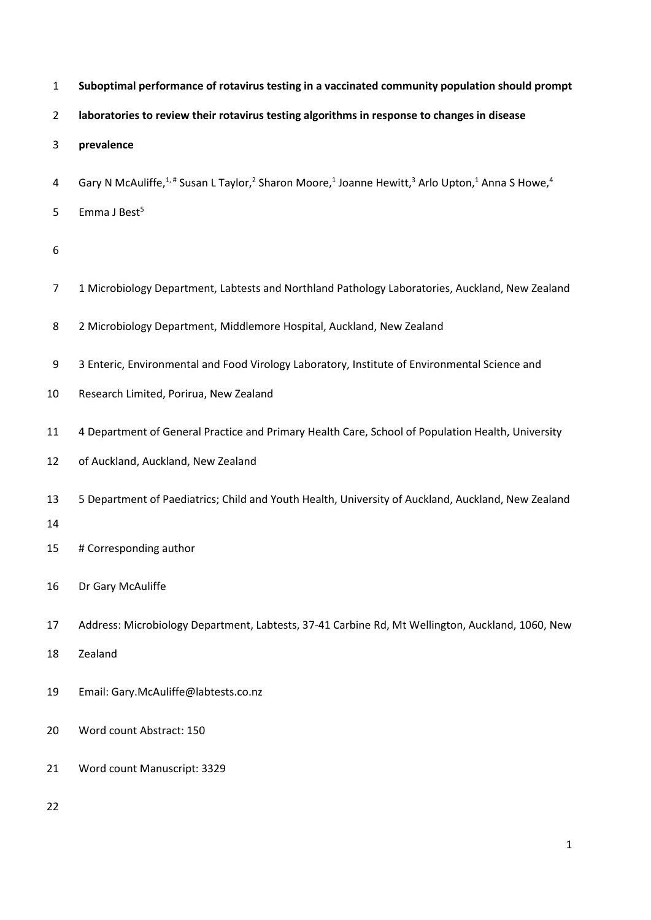# Suboptimal performance of rotavirus testing in a vaccinated community population should prompt laboratories to review their rotavirus testing algorithms in response to changes in disease prevalence

Gary N McAuliffe,[1,#] Susan L Taylor,[2] Sharon Moore,[1] Joanne Hewitt,[3] Arlo Upton,[1] Anna S Howe,[4] Emma J Best[5]

1 Microbiology Department, Labtests and Northland Pathology Laboratories, Auckland, New Zealand

2 Microbiology Department, Middlemore Hospital, Auckland, New Zealand

3 Enteric, Environmental and Food Virology Laboratory, Institute of Environmental Science and Research Limited, Porirua, New Zealand

4 Department of General Practice and Primary Health Care, School of Population Health, University of Auckland, Auckland, New Zealand

5 Department of Paediatrics; Child and Youth Health, University of Auckland, Auckland, New Zealand

# Corresponding author

Dr Gary McAuliffe

Address: Microbiology Department, Labtests, 37-41 Carbine Rd, Mt Wellington, Auckland, 1060, New Zealand

Email: Gary.McAuliffe@labtests.co.nz

Word count Abstract: 150

Word count Manuscript: 3329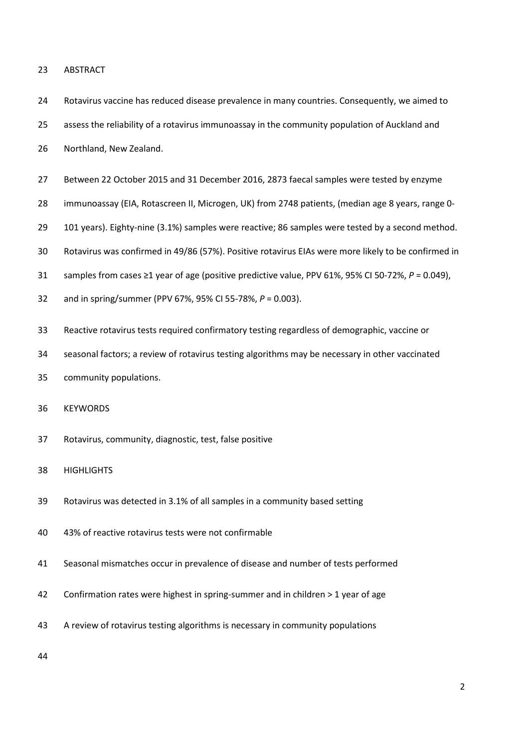## ABSTRACT

Rotavirus vaccine has reduced disease prevalence in many countries. Consequently, we aimed to assess the reliability of a rotavirus immunoassay in the community population of Auckland and Northland, New Zealand.

Between 22 October 2015 and 31 December 2016, 2873 faecal samples were tested by enzyme immunoassay (EIA, Rotascreen II, Microgen, UK) from 2748 patients, (median age 8 years, range 0-101 years). Eighty-nine (3.1%) samples were reactive; 86 samples were tested by a second method. Rotavirus was confirmed in 49/86 (57%). Positive rotavirus EIAs were more likely to be confirmed in samples from cases ≥1 year of age (positive predictive value, PPV 61%, 95% CI 50-72%, $P = 0.049$), and in spring/summer (PPV 67%, 95% CI 55-78%, $P = 0.003$).

Reactive rotavirus tests required confirmatory testing regardless of demographic, vaccine or seasonal factors; a review of rotavirus testing algorithms may be necessary in other vaccinated community populations.

## KEYWORDS

Rotavirus, community, diagnostic, test, false positive

## HIGHLIGHTS

Rotavirus was detected in 3.1% of all samples in a community based setting

43% of reactive rotavirus tests were not confirmable

Seasonal mismatches occur in prevalence of disease and number of tests performed

Confirmation rates were highest in spring-summer and in children > 1 year of age

A review of rotavirus testing algorithms is necessary in community populations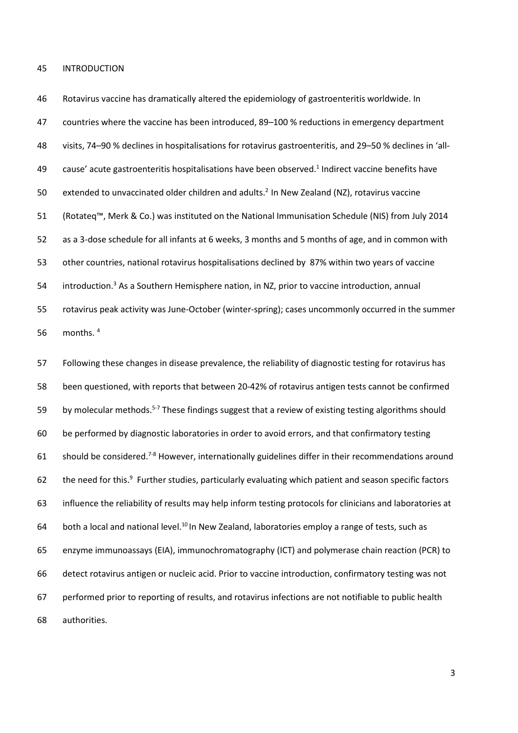## INTRODUCTION

Rotavirus vaccine has dramatically altered the epidemiology of gastroenteritis worldwide. In countries where the vaccine has been introduced, 89–100 % reductions in emergency department visits, 74–90 % declines in hospitalisations for rotavirus gastroenteritis, and 29–50 % declines in 'all-cause' acute gastroenteritis hospitalisations have been observed.[1] Indirect vaccine benefits have extended to unvaccinated older children and adults.[2] In New Zealand (NZ), rotavirus vaccine (Rotateq™, Merk & Co.) was instituted on the National Immunisation Schedule (NIS) from July 2014 as a 3-dose schedule for all infants at 6 weeks, 3 months and 5 months of age, and in common with other countries, national rotavirus hospitalisations declined by 87% within two years of vaccine introduction.[3] As a Southern Hemisphere nation, in NZ, prior to vaccine introduction, annual rotavirus peak activity was June-October (winter-spring); cases uncommonly occurred in the summer months.[4]

Following these changes in disease prevalence, the reliability of diagnostic testing for rotavirus has been questioned, with reports that between 20-42% of rotavirus antigen tests cannot be confirmed by molecular methods.[5-7] These findings suggest that a review of existing testing algorithms should be performed by diagnostic laboratories in order to avoid errors, and that confirmatory testing should be considered.[7-8] However, internationally guidelines differ in their recommendations around the need for this.[9] Further studies, particularly evaluating which patient and season specific factors influence the reliability of results may help inform testing protocols for clinicians and laboratories at both a local and national level.[10] In New Zealand, laboratories employ a range of tests, such as enzyme immunoassays (EIA), immunochromatography (ICT) and polymerase chain reaction (PCR) to detect rotavirus antigen or nucleic acid. Prior to vaccine introduction, confirmatory testing was not performed prior to reporting of results, and rotavirus infections are not notifiable to public health authorities.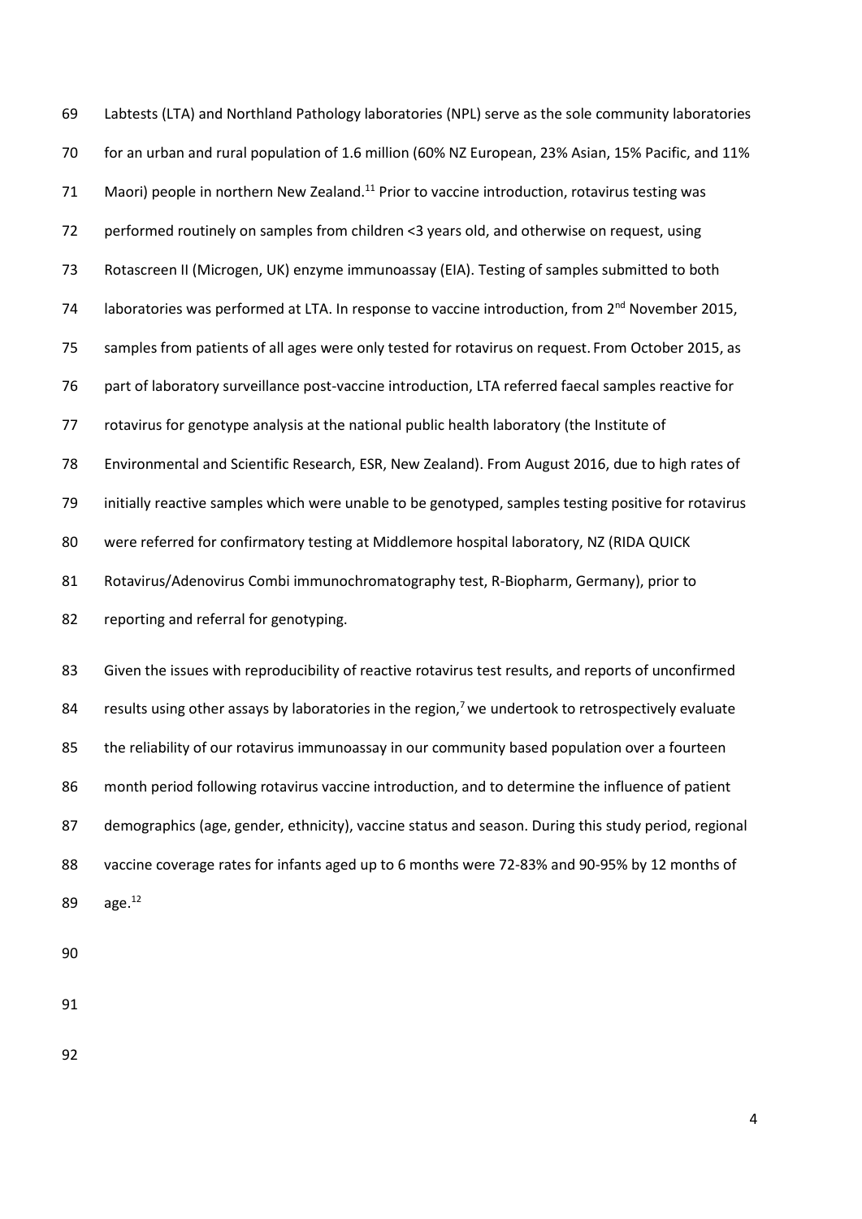Labtests (LTA) and Northland Pathology laboratories (NPL) serve as the sole community laboratories for an urban and rural population of 1.6 million (60% NZ European, 23% Asian, 15% Pacific, and 11% Maori) people in northern New Zealand.[11] Prior to vaccine introduction, rotavirus testing was performed routinely on samples from children <3 years old, and otherwise on request, using Rotascreen II (Microgen, UK) enzyme immunoassay (EIA). Testing of samples submitted to both laboratories was performed at LTA. In response to vaccine introduction, from 2nd November 2015, samples from patients of all ages were only tested for rotavirus on request. From October 2015, as part of laboratory surveillance post-vaccine introduction, LTA referred faecal samples reactive for rotavirus for genotype analysis at the national public health laboratory (the Institute of Environmental and Scientific Research, ESR, New Zealand). From August 2016, due to high rates of initially reactive samples which were unable to be genotyped, samples testing positive for rotavirus were referred for confirmatory testing at Middlemore hospital laboratory, NZ (RIDA QUICK Rotavirus/Adenovirus Combi immunochromatography test, R-Biopharm, Germany), prior to reporting and referral for genotyping.

Given the issues with reproducibility of reactive rotavirus test results, and reports of unconfirmed results using other assays by laboratories in the region,[7] we undertook to retrospectively evaluate the reliability of our rotavirus immunoassay in our community based population over a fourteen month period following rotavirus vaccine introduction, and to determine the influence of patient demographics (age, gender, ethnicity), vaccine status and season. During this study period, regional vaccine coverage rates for infants aged up to 6 months were 72-83% and 90-95% by 12 months of age.[12]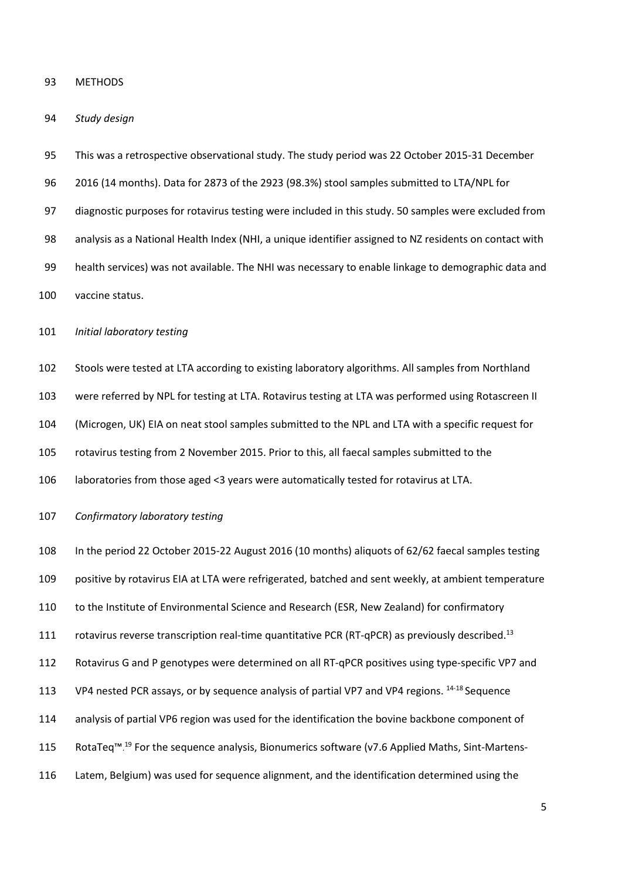METHODS

*Study design*

This was a retrospective observational study. The study period was 22 October 2015-31 December 2016 (14 months). Data for 2873 of the 2923 (98.3%) stool samples submitted to LTA/NPL for diagnostic purposes for rotavirus testing were included in this study. 50 samples were excluded from analysis as a National Health Index (NHI, a unique identifier assigned to NZ residents on contact with health services) was not available. The NHI was necessary to enable linkage to demographic data and vaccine status.

*Initial laboratory testing*

Stools were tested at LTA according to existing laboratory algorithms. All samples from Northland were referred by NPL for testing at LTA. Rotavirus testing at LTA was performed using Rotascreen II (Microgen, UK) EIA on neat stool samples submitted to the NPL and LTA with a specific request for rotavirus testing from 2 November 2015. Prior to this, all faecal samples submitted to the laboratories from those aged <3 years were automatically tested for rotavirus at LTA.

*Confirmatory laboratory testing*

In the period 22 October 2015-22 August 2016 (10 months) aliquots of 62/62 faecal samples testing positive by rotavirus EIA at LTA were refrigerated, batched and sent weekly, at ambient temperature to the Institute of Environmental Science and Research (ESR, New Zealand) for confirmatory rotavirus reverse transcription real-time quantitative PCR (RT-qPCR) as previously described.[13] Rotavirus G and P genotypes were determined on all RT-qPCR positives using type-specific VP7 and VP4 nested PCR assays, or by sequence analysis of partial VP7 and VP4 regions. [14-18] Sequence analysis of partial VP6 region was used for the identification the bovine backbone component of RotaTeq™.[19] For the sequence analysis, Bionumerics software (v7.6 Applied Maths, Sint-Martens-Latem, Belgium) was used for sequence alignment, and the identification determined using the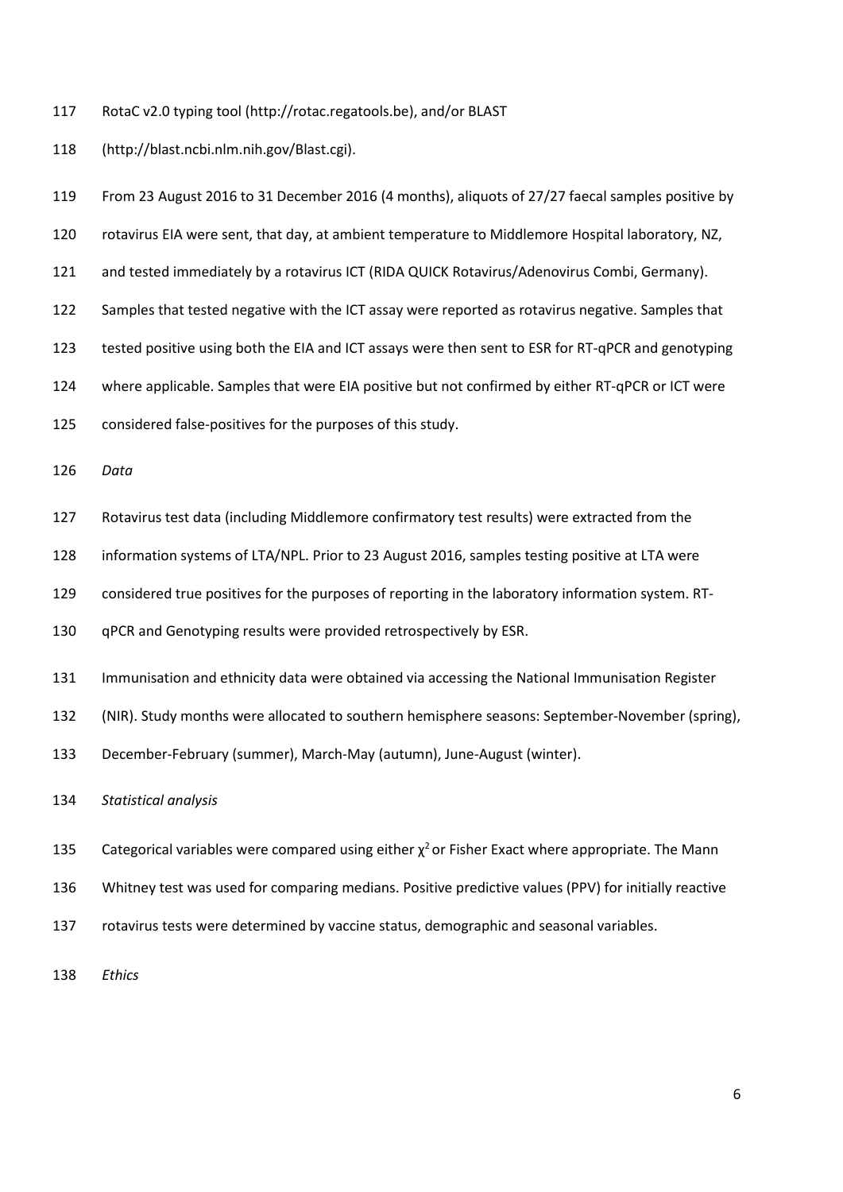RotaC v2.0 typing tool (http://rotac.regatools.be), and/or BLAST (http://blast.ncbi.nlm.nih.gov/Blast.cgi).

From 23 August 2016 to 31 December 2016 (4 months), aliquots of 27/27 faecal samples positive by rotavirus EIA were sent, that day, at ambient temperature to Middlemore Hospital laboratory, NZ, and tested immediately by a rotavirus ICT (RIDA QUICK Rotavirus/Adenovirus Combi, Germany). Samples that tested negative with the ICT assay were reported as rotavirus negative. Samples that tested positive using both the EIA and ICT assays were then sent to ESR for RT-qPCR and genotyping where applicable. Samples that were EIA positive but not confirmed by either RT-qPCR or ICT were considered false-positives for the purposes of this study.

*Data*

Rotavirus test data (including Middlemore confirmatory test results) were extracted from the information systems of LTA/NPL. Prior to 23 August 2016, samples testing positive at LTA were considered true positives for the purposes of reporting in the laboratory information system. RT-qPCR and Genotyping results were provided retrospectively by ESR.

Immunisation and ethnicity data were obtained via accessing the National Immunisation Register (NIR). Study months were allocated to southern hemisphere seasons: September-November (spring), December-February (summer), March-May (autumn), June-August (winter).

*Statistical analysis*

Categorical variables were compared using either $\chi^2$ or Fisher Exact where appropriate. The Mann Whitney test was used for comparing medians. Positive predictive values (PPV) for initially reactive rotavirus tests were determined by vaccine status, demographic and seasonal variables.

*Ethics*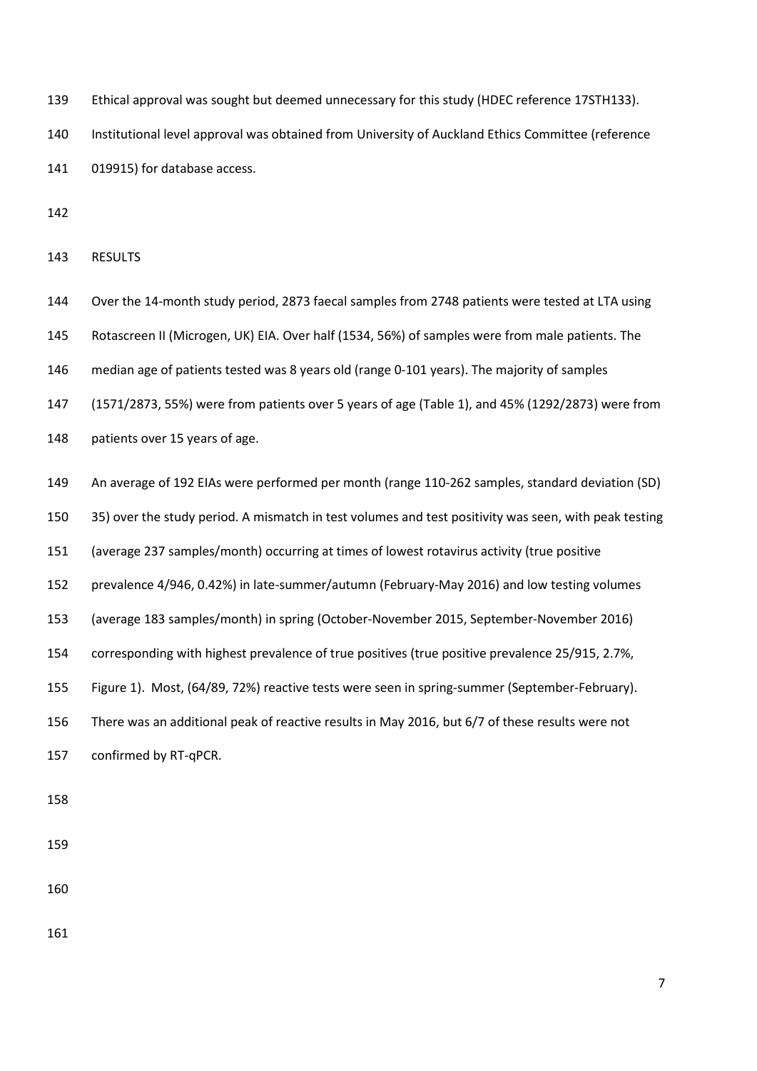Ethical approval was sought but deemed unnecessary for this study (HDEC reference 17STH133). Institutional level approval was obtained from University of Auckland Ethics Committee (reference 019915) for database access.

## RESULTS

Over the 14-month study period, 2873 faecal samples from 2748 patients were tested at LTA using Rotascreen II (Microgen, UK) EIA. Over half (1534, 56%) of samples were from male patients. The median age of patients tested was 8 years old (range 0-101 years). The majority of samples (1571/2873, 55%) were from patients over 5 years of age (Table 1), and 45% (1292/2873) were from patients over 15 years of age.

An average of 192 EIAs were performed per month (range 110-262 samples, standard deviation (SD) 35) over the study period. A mismatch in test volumes and test positivity was seen, with peak testing (average 237 samples/month) occurring at times of lowest rotavirus activity (true positive prevalence 4/946, 0.42%) in late-summer/autumn (February-May 2016) and low testing volumes (average 183 samples/month) in spring (October-November 2015, September-November 2016) corresponding with highest prevalence of true positives (true positive prevalence 25/915, 2.7%, Figure 1). Most, (64/89, 72%) reactive tests were seen in spring-summer (September-February). There was an additional peak of reactive results in May 2016, but 6/7 of these results were not confirmed by RT-qPCR.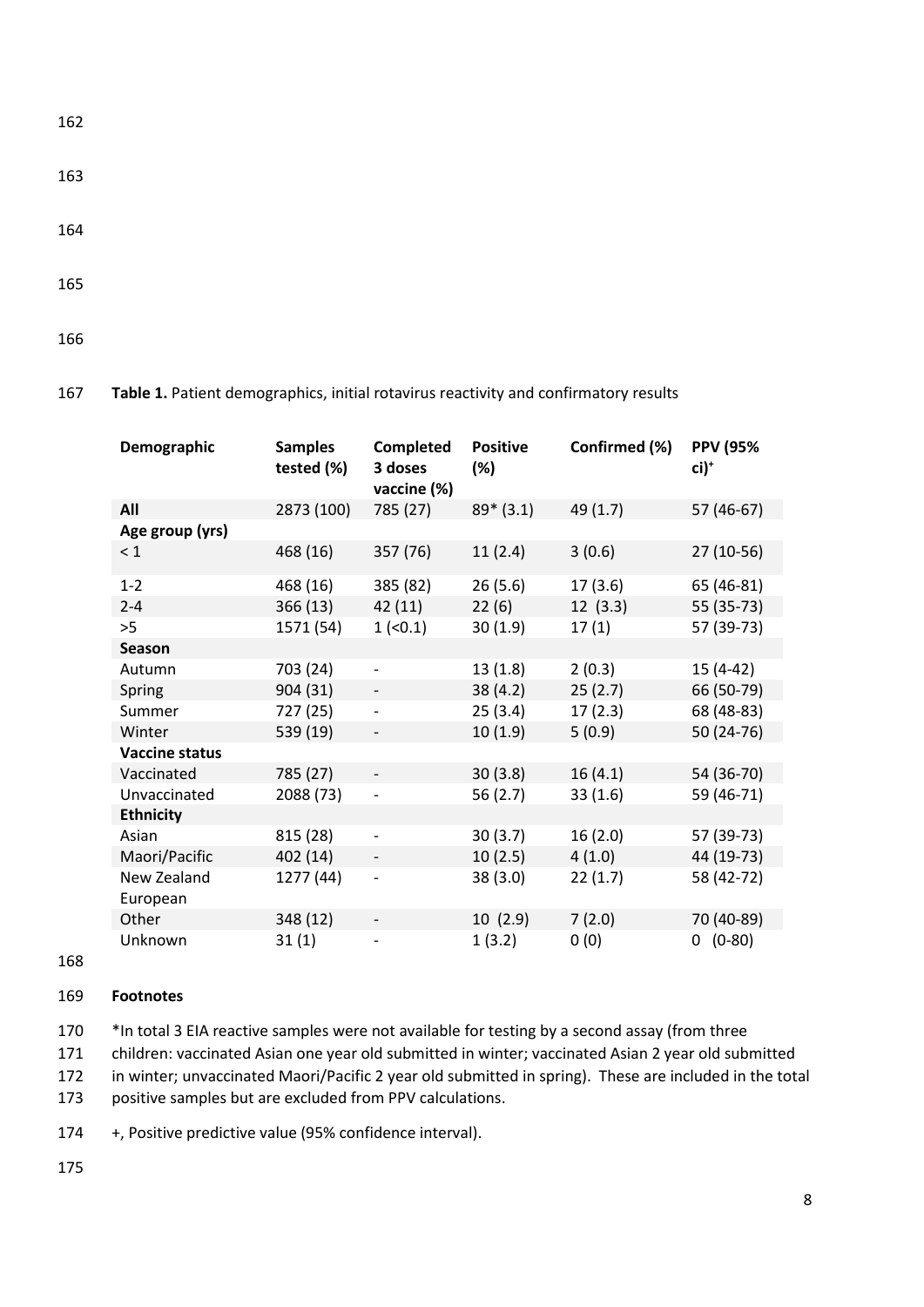**Table 1.** Patient demographics, initial rotavirus reactivity and confirmatory results

| Demographic | Samples tested (%) | Completed 3 doses vaccine (%) | Positive (%) | Confirmed (%) | PPV (95% ci)[+] |
|---|---|---|---|---|---|
| **All** | 2873 (100) | 785 (27) | 89* (3.1) | 49 (1.7) | 57 (46-67) |
| **Age group (yrs)** | | | | | |
| < 1 | 468 (16) | 357 (76) | 11 (2.4) | 3 (0.6) | 27 (10-56) |
| 1-2 | 468 (16) | 385 (82) | 26 (5.6) | 17 (3.6) | 65 (46-81) |
| 2-4 | 366 (13) | 42 (11) | 22 (6) | 12 (3.3) | 55 (35-73) |
| >5 | 1571 (54) | 1 (<0.1) | 30 (1.9) | 17 (1) | 57 (39-73) |
| **Season** | | | | | |
| Autumn | 703 (24) | - | 13 (1.8) | 2 (0.3) | 15 (4-42) |
| Spring | 904 (31) | - | 38 (4.2) | 25 (2.7) | 66 (50-79) |
| Summer | 727 (25) | - | 25 (3.4) | 17 (2.3) | 68 (48-83) |
| Winter | 539 (19) | - | 10 (1.9) | 5 (0.9) | 50 (24-76) |
| **Vaccine status** | | | | | |
| Vaccinated | 785 (27) | - | 30 (3.8) | 16 (4.1) | 54 (36-70) |
| Unvaccinated | 2088 (73) | - | 56 (2.7) | 33 (1.6) | 59 (46-71) |
| **Ethnicity** | | | | | |
| Asian | 815 (28) | - | 30 (3.7) | 16 (2.0) | 57 (39-73) |
| Maori/Pacific | 402 (14) | - | 10 (2.5) | 4 (1.0) | 44 (19-73) |
| New Zealand European | 1277 (44) | - | 38 (3.0) | 22 (1.7) | 58 (42-72) |
| Other | 348 (12) | - | 10 (2.9) | 7 (2.0) | 70 (40-89) |
| Unknown | 31 (1) | - | 1 (3.2) | 0 (0) | 0 (0-80) |

**Footnotes**

*In total 3 EIA reactive samples were not available for testing by a second assay (from three children: vaccinated Asian one year old submitted in winter; vaccinated Asian 2 year old submitted in winter; unvaccinated Maori/Pacific 2 year old submitted in spring). These are included in the total positive samples but are excluded from PPV calculations.

+, Positive predictive value (95% confidence interval).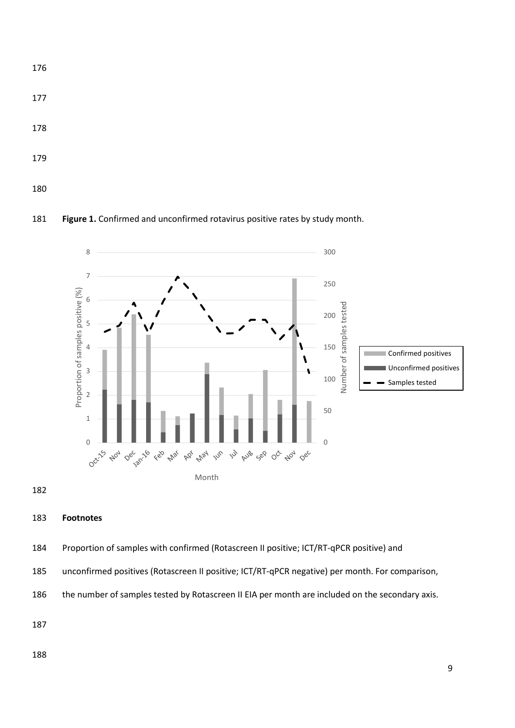**Figure 1.** Confirmed and unconfirmed rotavirus positive rates by study month.

**Footnotes**

Proportion of samples with confirmed (Rotascreen II positive; ICT/RT-qPCR positive) and unconfirmed positives (Rotascreen II positive; ICT/RT-qPCR negative) per month. For comparison, the number of samples tested by Rotascreen II EIA per month are included on the secondary axis.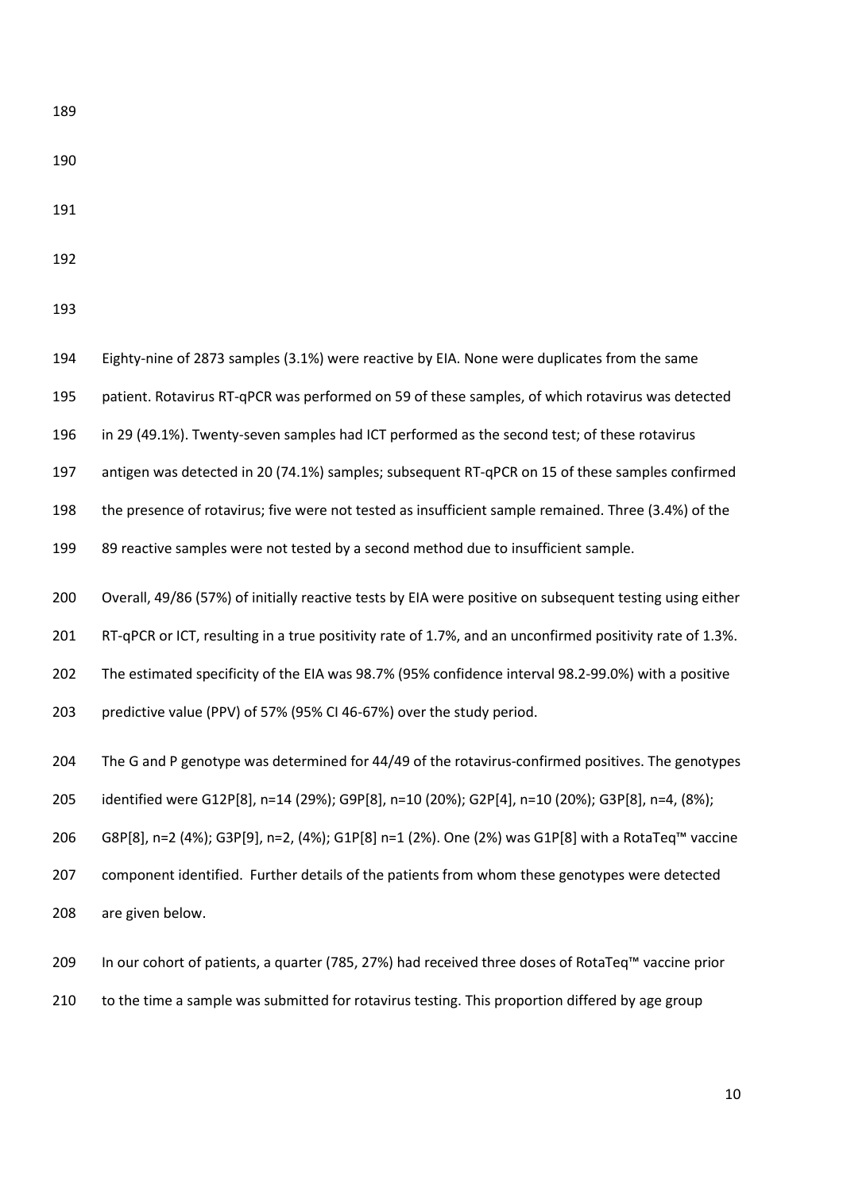Eighty-nine of 2873 samples (3.1%) were reactive by EIA. None were duplicates from the same patient. Rotavirus RT-qPCR was performed on 59 of these samples, of which rotavirus was detected in 29 (49.1%). Twenty-seven samples had ICT performed as the second test; of these rotavirus antigen was detected in 20 (74.1%) samples; subsequent RT-qPCR on 15 of these samples confirmed the presence of rotavirus; five were not tested as insufficient sample remained. Three (3.4%) of the 89 reactive samples were not tested by a second method due to insufficient sample.

Overall, 49/86 (57%) of initially reactive tests by EIA were positive on subsequent testing using either RT-qPCR or ICT, resulting in a true positivity rate of 1.7%, and an unconfirmed positivity rate of 1.3%. The estimated specificity of the EIA was 98.7% (95% confidence interval 98.2-99.0%) with a positive predictive value (PPV) of 57% (95% CI 46-67%) over the study period.

The G and P genotype was determined for 44/49 of the rotavirus-confirmed positives. The genotypes identified were G12P[8], n=14 (29%); G9P[8], n=10 (20%); G2P[4], n=10 (20%); G3P[8], n=4, (8%); G8P[8], n=2 (4%); G3P[9], n=2, (4%); G1P[8] n=1 (2%). One (2%) was G1P[8] with a RotaTeq™ vaccine component identified. Further details of the patients from whom these genotypes were detected are given below.

In our cohort of patients, a quarter (785, 27%) had received three doses of RotaTeq™ vaccine prior to the time a sample was submitted for rotavirus testing. This proportion differed by age group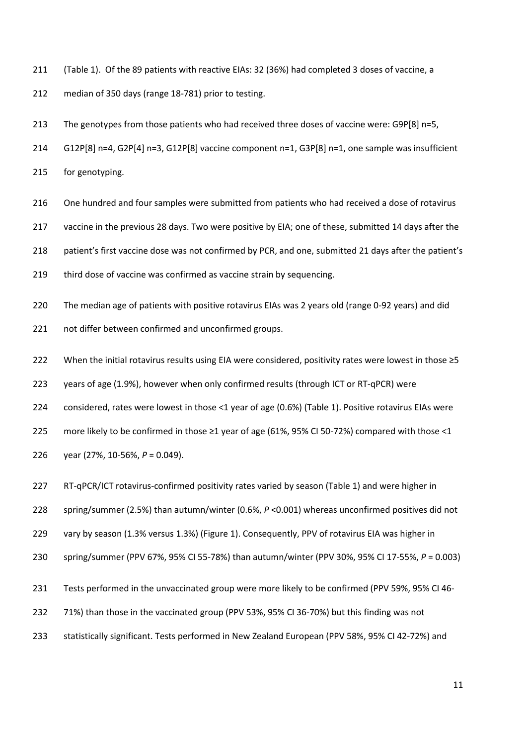(Table 1). Of the 89 patients with reactive EIAs: 32 (36%) had completed 3 doses of vaccine, a median of 350 days (range 18-781) prior to testing.

The genotypes from those patients who had received three doses of vaccine were: G9P[8] n=5, G12P[8] n=4, G2P[4] n=3, G12P[8] vaccine component n=1, G3P[8] n=1, one sample was insufficient for genotyping.

One hundred and four samples were submitted from patients who had received a dose of rotavirus vaccine in the previous 28 days. Two were positive by EIA; one of these, submitted 14 days after the patient's first vaccine dose was not confirmed by PCR, and one, submitted 21 days after the patient's third dose of vaccine was confirmed as vaccine strain by sequencing.

The median age of patients with positive rotavirus EIAs was 2 years old (range 0-92 years) and did not differ between confirmed and unconfirmed groups.

When the initial rotavirus results using EIA were considered, positivity rates were lowest in those ≥5 years of age (1.9%), however when only confirmed results (through ICT or RT-qPCR) were considered, rates were lowest in those <1 year of age (0.6%) (Table 1). Positive rotavirus EIAs were more likely to be confirmed in those ≥1 year of age (61%, 95% CI 50-72%) compared with those <1 year (27%, 10-56%, $P = 0.049$).

RT-qPCR/ICT rotavirus-confirmed positivity rates varied by season (Table 1) and were higher in spring/summer (2.5%) than autumn/winter (0.6%, $P < 0.001$) whereas unconfirmed positives did not vary by season (1.3% versus 1.3%) (Figure 1). Consequently, PPV of rotavirus EIA was higher in spring/summer (PPV 67%, 95% CI 55-78%) than autumn/winter (PPV 30%, 95% CI 17-55%, $P = 0.003$)

Tests performed in the unvaccinated group were more likely to be confirmed (PPV 59%, 95% CI 46-71%) than those in the vaccinated group (PPV 53%, 95% CI 36-70%) but this finding was not statistically significant. Tests performed in New Zealand European (PPV 58%, 95% CI 42-72%) and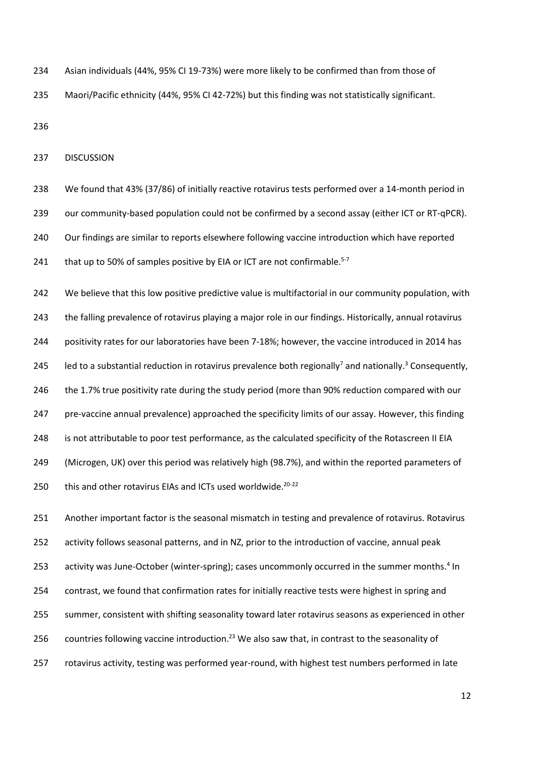Asian individuals (44%, 95% CI 19-73%) were more likely to be confirmed than from those of Maori/Pacific ethnicity (44%, 95% CI 42-72%) but this finding was not statistically significant.

## DISCUSSION

We found that 43% (37/86) of initially reactive rotavirus tests performed over a 14-month period in our community-based population could not be confirmed by a second assay (either ICT or RT-qPCR). Our findings are similar to reports elsewhere following vaccine introduction which have reported that up to 50% of samples positive by EIA or ICT are not confirmable.[5-7]

We believe that this low positive predictive value is multifactorial in our community population, with the falling prevalence of rotavirus playing a major role in our findings. Historically, annual rotavirus positivity rates for our laboratories have been 7-18%; however, the vaccine introduced in 2014 has led to a substantial reduction in rotavirus prevalence both regionally[7] and nationally.[3] Consequently, the 1.7% true positivity rate during the study period (more than 90% reduction compared with our pre-vaccine annual prevalence) approached the specificity limits of our assay. However, this finding is not attributable to poor test performance, as the calculated specificity of the Rotascreen II EIA (Microgen, UK) over this period was relatively high (98.7%), and within the reported parameters of this and other rotavirus EIAs and ICTs used worldwide.[20-22]

Another important factor is the seasonal mismatch in testing and prevalence of rotavirus. Rotavirus activity follows seasonal patterns, and in NZ, prior to the introduction of vaccine, annual peak activity was June-October (winter-spring); cases uncommonly occurred in the summer months.[4] In contrast, we found that confirmation rates for initially reactive tests were highest in spring and summer, consistent with shifting seasonality toward later rotavirus seasons as experienced in other countries following vaccine introduction.[23] We also saw that, in contrast to the seasonality of rotavirus activity, testing was performed year-round, with highest test numbers performed in late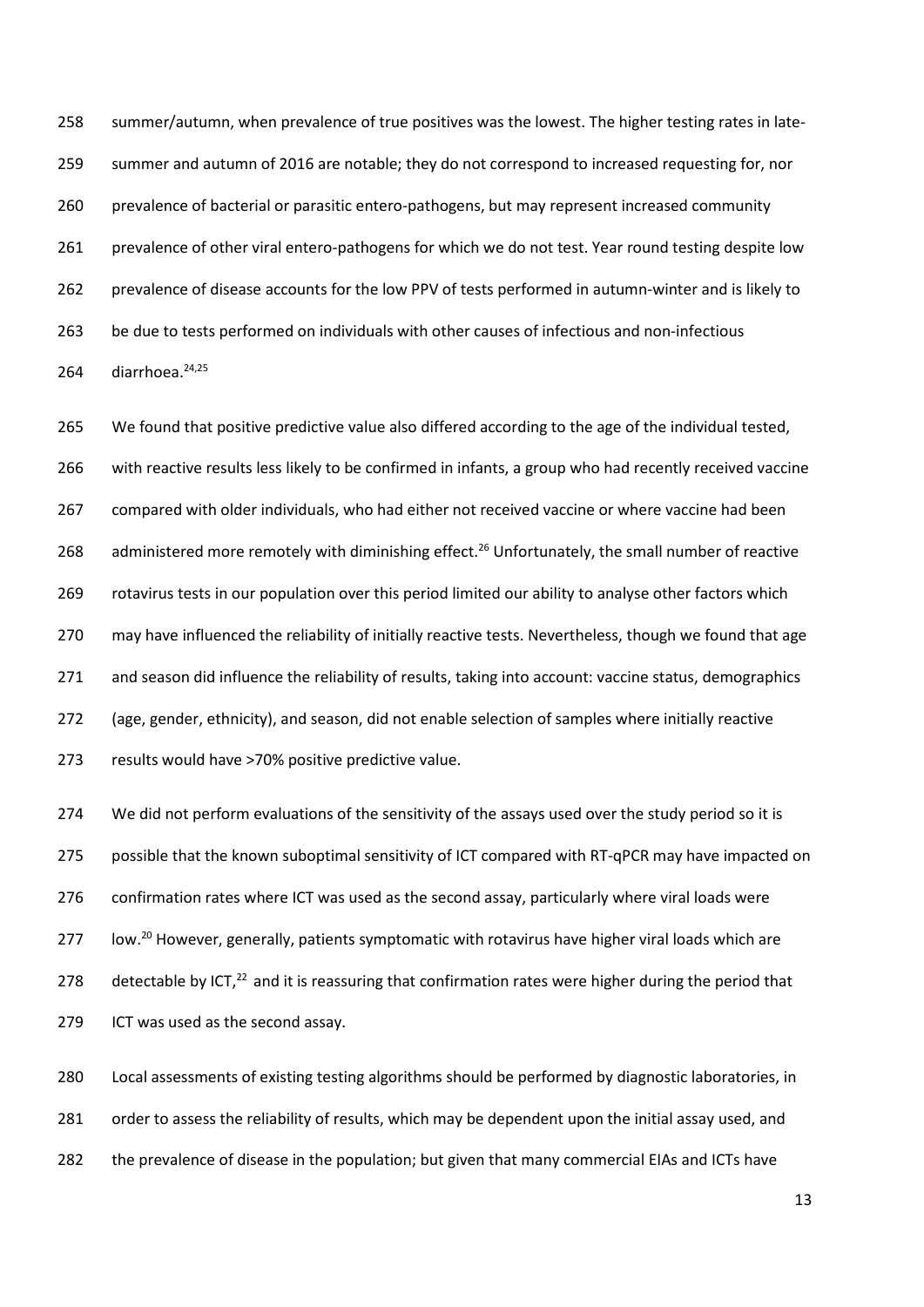summer/autumn, when prevalence of true positives was the lowest. The higher testing rates in late-summer and autumn of 2016 are notable; they do not correspond to increased requesting for, nor prevalence of bacterial or parasitic entero-pathogens, but may represent increased community prevalence of other viral entero-pathogens for which we do not test. Year round testing despite low prevalence of disease accounts for the low PPV of tests performed in autumn-winter and is likely to be due to tests performed on individuals with other causes of infectious and non-infectious diarrhoea.[24,25]

We found that positive predictive value also differed according to the age of the individual tested, with reactive results less likely to be confirmed in infants, a group who had recently received vaccine compared with older individuals, who had either not received vaccine or where vaccine had been administered more remotely with diminishing effect.[26] Unfortunately, the small number of reactive rotavirus tests in our population over this period limited our ability to analyse other factors which may have influenced the reliability of initially reactive tests. Nevertheless, though we found that age and season did influence the reliability of results, taking into account: vaccine status, demographics (age, gender, ethnicity), and season, did not enable selection of samples where initially reactive results would have >70% positive predictive value.

We did not perform evaluations of the sensitivity of the assays used over the study period so it is possible that the known suboptimal sensitivity of ICT compared with RT-qPCR may have impacted on confirmation rates where ICT was used as the second assay, particularly where viral loads were low.[20] However, generally, patients symptomatic with rotavirus have higher viral loads which are detectable by ICT,[22] and it is reassuring that confirmation rates were higher during the period that ICT was used as the second assay.

Local assessments of existing testing algorithms should be performed by diagnostic laboratories, in order to assess the reliability of results, which may be dependent upon the initial assay used, and the prevalence of disease in the population; but given that many commercial EIAs and ICTs have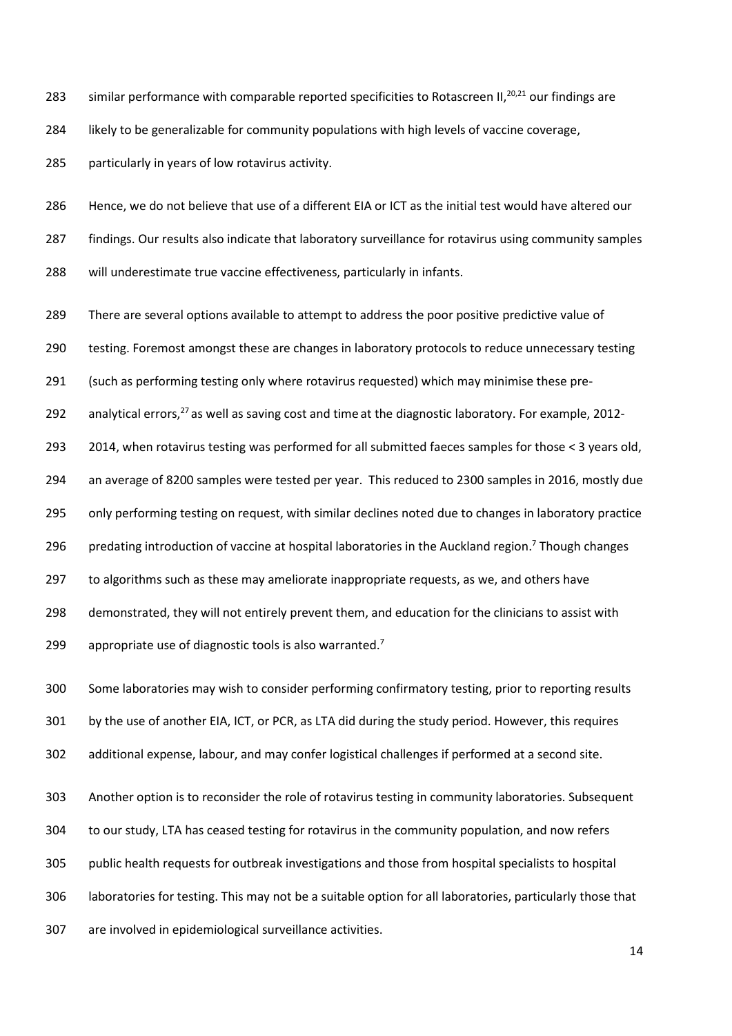similar performance with comparable reported specificities to Rotascreen II,[20,21] our findings are likely to be generalizable for community populations with high levels of vaccine coverage, particularly in years of low rotavirus activity.

Hence, we do not believe that use of a different EIA or ICT as the initial test would have altered our findings. Our results also indicate that laboratory surveillance for rotavirus using community samples will underestimate true vaccine effectiveness, particularly in infants.

There are several options available to attempt to address the poor positive predictive value of testing. Foremost amongst these are changes in laboratory protocols to reduce unnecessary testing (such as performing testing only where rotavirus requested) which may minimise these pre-analytical errors,[27] as well as saving cost and time at the diagnostic laboratory. For example, 2012-2014, when rotavirus testing was performed for all submitted faeces samples for those < 3 years old, an average of 8200 samples were tested per year. This reduced to 2300 samples in 2016, mostly due only performing testing on request, with similar declines noted due to changes in laboratory practice predating introduction of vaccine at hospital laboratories in the Auckland region.[7] Though changes to algorithms such as these may ameliorate inappropriate requests, as we, and others have demonstrated, they will not entirely prevent them, and education for the clinicians to assist with appropriate use of diagnostic tools is also warranted.[7]

Some laboratories may wish to consider performing confirmatory testing, prior to reporting results by the use of another EIA, ICT, or PCR, as LTA did during the study period. However, this requires additional expense, labour, and may confer logistical challenges if performed at a second site.

Another option is to reconsider the role of rotavirus testing in community laboratories. Subsequent to our study, LTA has ceased testing for rotavirus in the community population, and now refers public health requests for outbreak investigations and those from hospital specialists to hospital laboratories for testing. This may not be a suitable option for all laboratories, particularly those that are involved in epidemiological surveillance activities.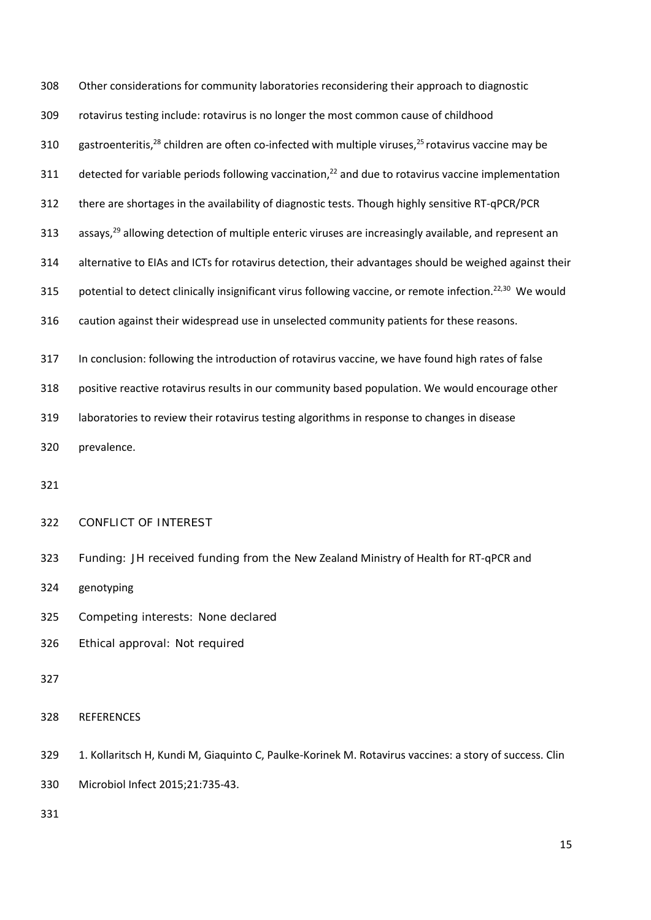Other considerations for community laboratories reconsidering their approach to diagnostic rotavirus testing include: rotavirus is no longer the most common cause of childhood gastroenteritis,[28] children are often co-infected with multiple viruses,[25] rotavirus vaccine may be detected for variable periods following vaccination,[22] and due to rotavirus vaccine implementation there are shortages in the availability of diagnostic tests. Though highly sensitive RT-qPCR/PCR assays,[29] allowing detection of multiple enteric viruses are increasingly available, and represent an alternative to EIAs and ICTs for rotavirus detection, their advantages should be weighed against their potential to detect clinically insignificant virus following vaccine, or remote infection.[22,30] We would caution against their widespread use in unselected community patients for these reasons.

In conclusion: following the introduction of rotavirus vaccine, we have found high rates of false positive reactive rotavirus results in our community based population. We would encourage other laboratories to review their rotavirus testing algorithms in response to changes in disease prevalence.

## CONFLICT OF INTEREST

Funding: JH received funding from the New Zealand Ministry of Health for RT-qPCR and genotyping

Competing interests: None declared

Ethical approval: Not required

## REFERENCES

1. Kollaritsch H, Kundi M, Giaquinto C, Paulke-Korinek M. Rotavirus vaccines: a story of success. Clin Microbiol Infect 2015;21:735-43.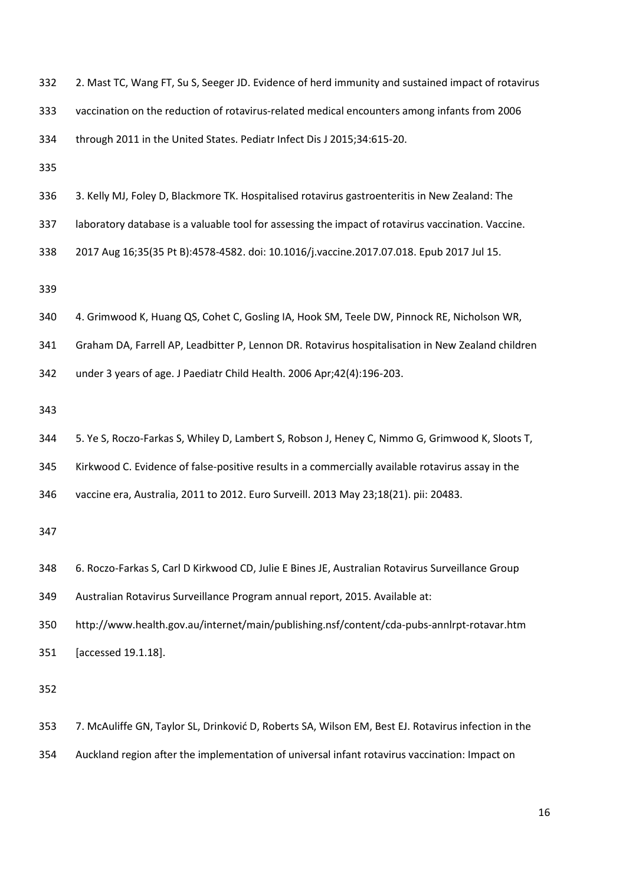2. Mast TC, Wang FT, Su S, Seeger JD. Evidence of herd immunity and sustained impact of rotavirus vaccination on the reduction of rotavirus-related medical encounters among infants from 2006 through 2011 in the United States. Pediatr Infect Dis J 2015;34:615-20.

3. Kelly MJ, Foley D, Blackmore TK. Hospitalised rotavirus gastroenteritis in New Zealand: The laboratory database is a valuable tool for assessing the impact of rotavirus vaccination. Vaccine. 2017 Aug 16;35(35 Pt B):4578-4582. doi: 10.1016/j.vaccine.2017.07.018. Epub 2017 Jul 15.

4. Grimwood K, Huang QS, Cohet C, Gosling IA, Hook SM, Teele DW, Pinnock RE, Nicholson WR, Graham DA, Farrell AP, Leadbitter P, Lennon DR. Rotavirus hospitalisation in New Zealand children under 3 years of age. J Paediatr Child Health. 2006 Apr;42(4):196-203.

5. Ye S, Roczo-Farkas S, Whiley D, Lambert S, Robson J, Heney C, Nimmo G, Grimwood K, Sloots T, Kirkwood C. Evidence of false-positive results in a commercially available rotavirus assay in the vaccine era, Australia, 2011 to 2012. Euro Surveill. 2013 May 23;18(21). pii: 20483.

6. Roczo-Farkas S, Carl D Kirkwood CD, Julie E Bines JE, Australian Rotavirus Surveillance Group Australian Rotavirus Surveillance Program annual report, 2015. Available at: http://www.health.gov.au/internet/main/publishing.nsf/content/cda-pubs-annlrpt-rotavar.htm [accessed 19.1.18].

7. McAuliffe GN, Taylor SL, Drinković D, Roberts SA, Wilson EM, Best EJ. Rotavirus infection in the Auckland region after the implementation of universal infant rotavirus vaccination: Impact on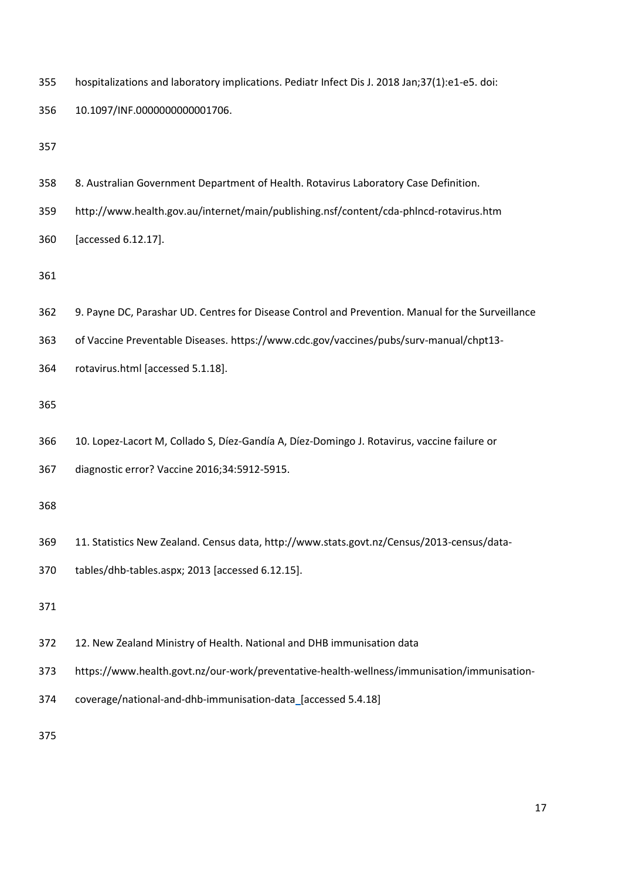hospitalizations and laboratory implications. Pediatr Infect Dis J. 2018 Jan;37(1):e1-e5. doi: 10.1097/INF.0000000000001706.

8. Australian Government Department of Health. Rotavirus Laboratory Case Definition. http://www.health.gov.au/internet/main/publishing.nsf/content/cda-phlncd-rotavirus.htm [accessed 6.12.17].

9. Payne DC, Parashar UD. Centres for Disease Control and Prevention. Manual for the Surveillance of Vaccine Preventable Diseases. https://www.cdc.gov/vaccines/pubs/surv-manual/chpt13-rotavirus.html [accessed 5.1.18].

10. Lopez-Lacort M, Collado S, Díez-Gandía A, Díez-Domingo J. Rotavirus, vaccine failure or diagnostic error? Vaccine 2016;34:5912-5915.

11. Statistics New Zealand. Census data, http://www.stats.govt.nz/Census/2013-census/data-tables/dhb-tables.aspx; 2013 [accessed 6.12.15].

12. New Zealand Ministry of Health. National and DHB immunisation data https://www.health.govt.nz/our-work/preventative-health-wellness/immunisation/immunisation-coverage/national-and-dhb-immunisation-data [accessed 5.4.18]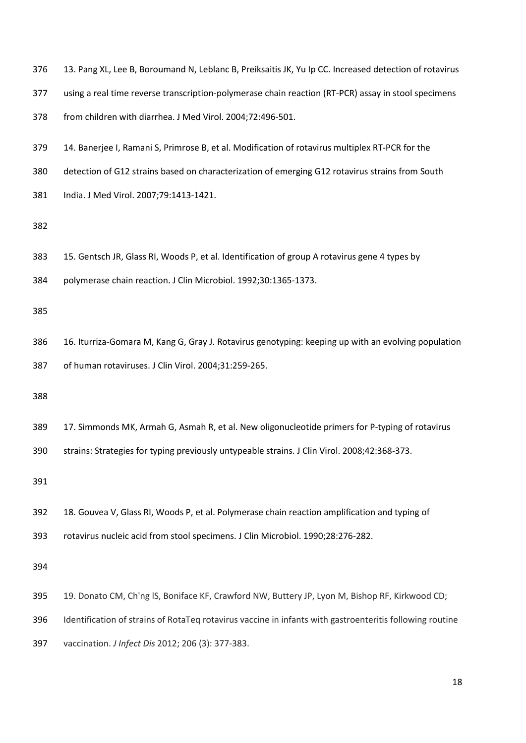13. Pang XL, Lee B, Boroumand N, Leblanc B, Preiksaitis JK, Yu Ip CC. Increased detection of rotavirus using a real time reverse transcription-polymerase chain reaction (RT-PCR) assay in stool specimens from children with diarrhea. J Med Virol. 2004;72:496-501.

14. Banerjee I, Ramani S, Primrose B, et al. Modification of rotavirus multiplex RT-PCR for the detection of G12 strains based on characterization of emerging G12 rotavirus strains from South India. J Med Virol. 2007;79:1413-1421.

15. Gentsch JR, Glass RI, Woods P, et al. Identification of group A rotavirus gene 4 types by polymerase chain reaction. J Clin Microbiol. 1992;30:1365-1373.

16. Iturriza-Gomara M, Kang G, Gray J. Rotavirus genotyping: keeping up with an evolving population of human rotaviruses. J Clin Virol. 2004;31:259-265.

17. Simmonds MK, Armah G, Asmah R, et al. New oligonucleotide primers for P-typing of rotavirus strains: Strategies for typing previously untypeable strains. J Clin Virol. 2008;42:368-373.

18. Gouvea V, Glass RI, Woods P, et al. Polymerase chain reaction amplification and typing of rotavirus nucleic acid from stool specimens. J Clin Microbiol. 1990;28:276-282.

19. Donato CM, Ch'ng lS, Boniface KF, Crawford NW, Buttery JP, Lyon M, Bishop RF, Kirkwood CD; Identification of strains of RotaTeq rotavirus vaccine in infants with gastroenteritis following routine vaccination. *J Infect Dis* 2012; 206 (3): 377-383.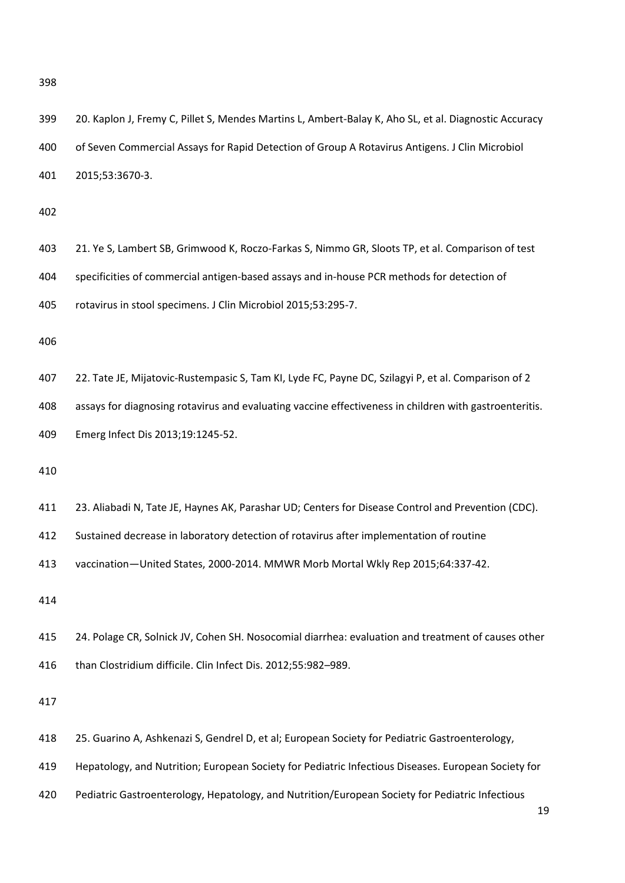20. Kaplon J, Fremy C, Pillet S, Mendes Martins L, Ambert-Balay K, Aho SL, et al. Diagnostic Accuracy of Seven Commercial Assays for Rapid Detection of Group A Rotavirus Antigens. J Clin Microbiol 2015;53:3670-3.

21. Ye S, Lambert SB, Grimwood K, Roczo-Farkas S, Nimmo GR, Sloots TP, et al. Comparison of test specificities of commercial antigen-based assays and in-house PCR methods for detection of rotavirus in stool specimens. J Clin Microbiol 2015;53:295-7.

22. Tate JE, Mijatovic-Rustempasic S, Tam KI, Lyde FC, Payne DC, Szilagyi P, et al. Comparison of 2 assays for diagnosing rotavirus and evaluating vaccine effectiveness in children with gastroenteritis. Emerg Infect Dis 2013;19:1245-52.

23. Aliabadi N, Tate JE, Haynes AK, Parashar UD; Centers for Disease Control and Prevention (CDC). Sustained decrease in laboratory detection of rotavirus after implementation of routine vaccination—United States, 2000-2014. MMWR Morb Mortal Wkly Rep 2015;64:337-42.

24. Polage CR, Solnick JV, Cohen SH. Nosocomial diarrhea: evaluation and treatment of causes other than Clostridium difficile. Clin Infect Dis. 2012;55:982–989.

25. Guarino A, Ashkenazi S, Gendrel D, et al; European Society for Pediatric Gastroenterology, Hepatology, and Nutrition; European Society for Pediatric Infectious Diseases. European Society for Pediatric Gastroenterology, Hepatology, and Nutrition/European Society for Pediatric Infectious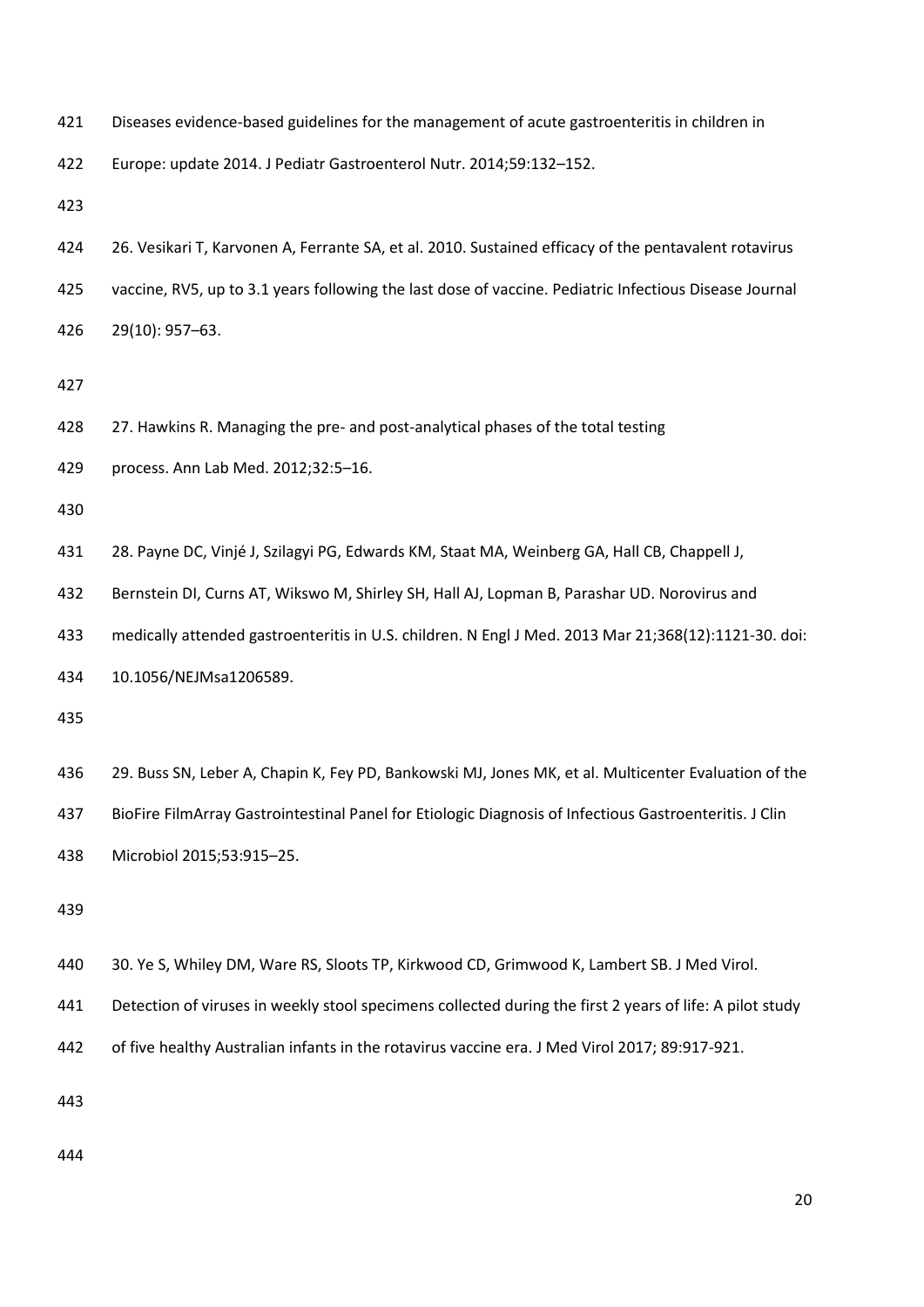Diseases evidence-based guidelines for the management of acute gastroenteritis in children in Europe: update 2014. J Pediatr Gastroenterol Nutr. 2014;59:132–152.

26. Vesikari T, Karvonen A, Ferrante SA, et al. 2010. Sustained efficacy of the pentavalent rotavirus vaccine, RV5, up to 3.1 years following the last dose of vaccine. Pediatric Infectious Disease Journal 29(10): 957–63.

27. Hawkins R. Managing the pre- and post-analytical phases of the total testing process. Ann Lab Med. 2012;32:5–16.

28. Payne DC, Vinjé J, Szilagyi PG, Edwards KM, Staat MA, Weinberg GA, Hall CB, Chappell J, Bernstein DI, Curns AT, Wikswo M, Shirley SH, Hall AJ, Lopman B, Parashar UD. Norovirus and medically attended gastroenteritis in U.S. children. N Engl J Med. 2013 Mar 21;368(12):1121-30. doi: 10.1056/NEJMsa1206589.

29. Buss SN, Leber A, Chapin K, Fey PD, Bankowski MJ, Jones MK, et al. Multicenter Evaluation of the BioFire FilmArray Gastrointestinal Panel for Etiologic Diagnosis of Infectious Gastroenteritis. J Clin Microbiol 2015;53:915–25.

30. Ye S, Whiley DM, Ware RS, Sloots TP, Kirkwood CD, Grimwood K, Lambert SB. J Med Virol. Detection of viruses in weekly stool specimens collected during the first 2 years of life: A pilot study of five healthy Australian infants in the rotavirus vaccine era. J Med Virol 2017; 89:917-921.